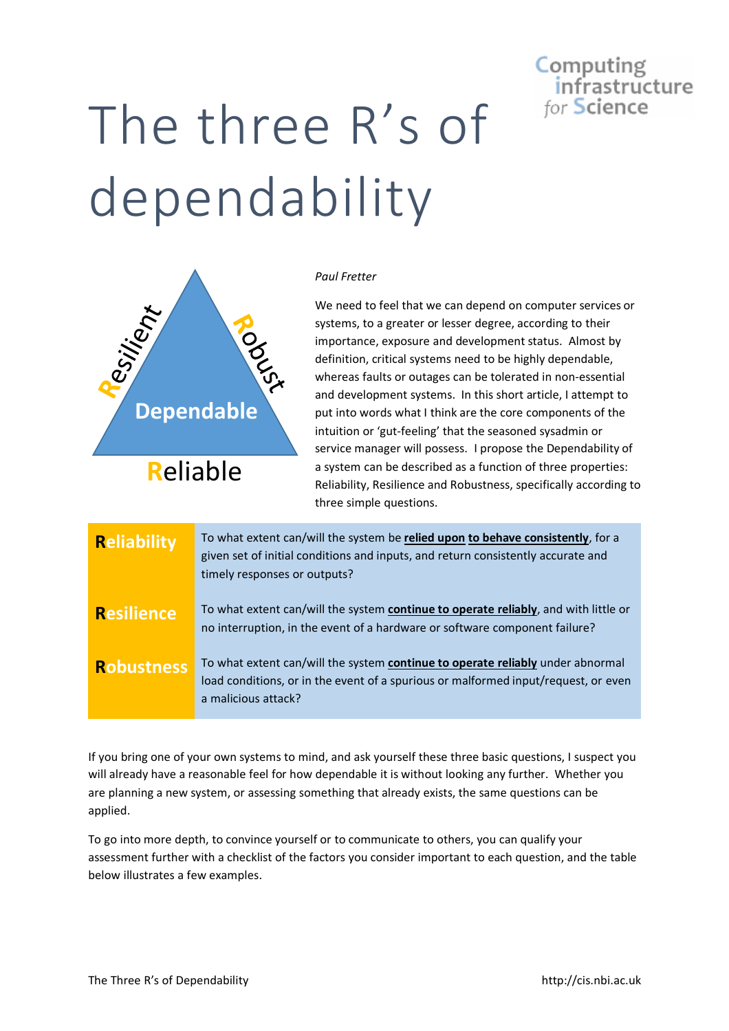# The three R's of dependability

*Paul Fretter*

We need to feel that we can depend on computer services or systems, to a greater or lesser degree, according to their importance, exposure and development status. Almost by definition, critical systems need to be highly dependable, whereas faults or outages can be tolerated in non-essential and development systems. In this short article, I attempt to put into words what I think are the core components of the intuition or 'gut-feeling' that the seasoned sysadmin or service manager will possess. I propose the Dependability of a system can be described as a function of three properties: Reliability, Resilience and Robustness, specifically according to three simple questions.

| | |
|---|---|
| **Reliability** | To what extent can/will the system be **relied upon** **to behave consistently**, for a given set of initial conditions and inputs, and return consistently accurate and timely responses or outputs? |
| **Resilience** | To what extent can/will the system **continue to operate reliably**, and with little or no interruption, in the event of a hardware or software component failure? |
| **Robustness** | To what extent can/will the system **continue to operate reliably** under abnormal load conditions, or in the event of a spurious or malformed input/request, or even a malicious attack? |

If you bring one of your own systems to mind, and ask yourself these three basic questions, I suspect you will already have a reasonable feel for how dependable it is without looking any further. Whether you are planning a new system, or assessing something that already exists, the same questions can be applied.

To go into more depth, to convince yourself or to communicate to others, you can qualify your assessment further with a checklist of the factors you consider important to each question, and the table below illustrates a few examples.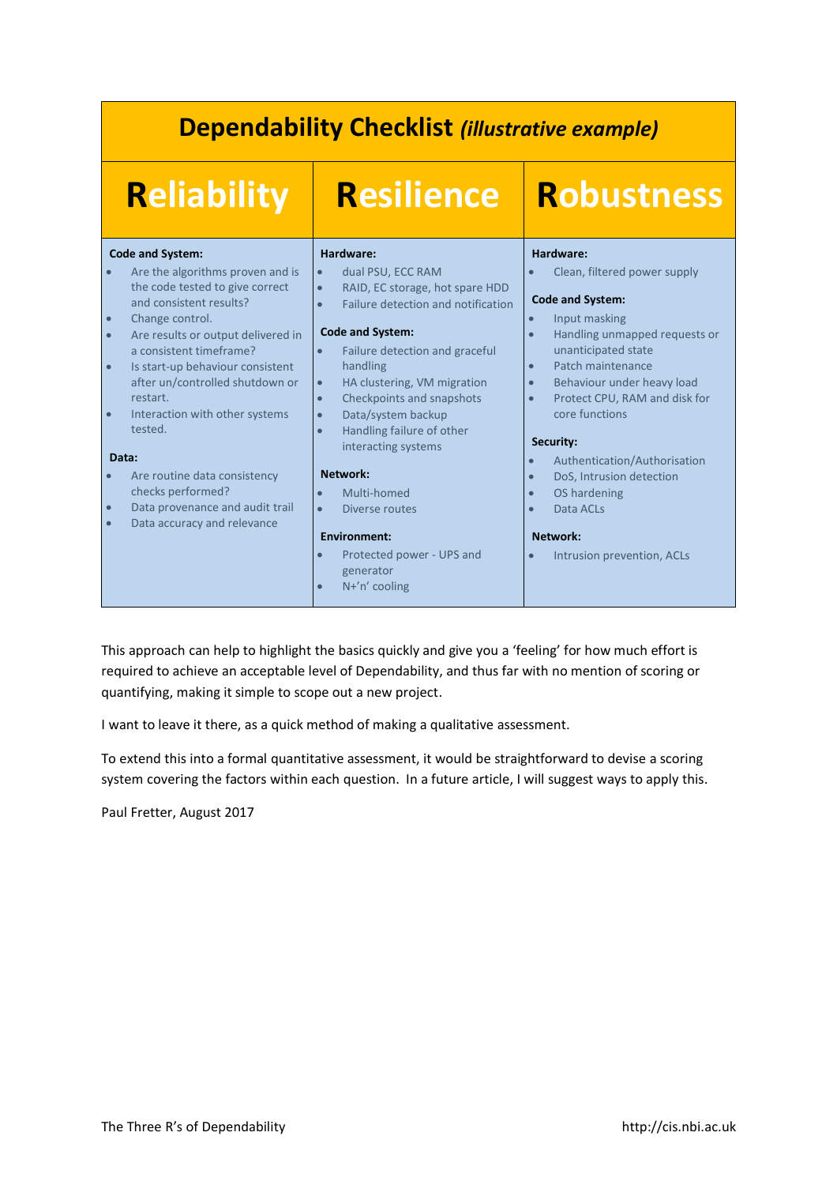## Dependability Checklist *(illustrative example)*

| Reliability | Resilience | Robustness |
|---|---|---|
| **Code and System:**<br>• Are the algorithms proven and is the code tested to give correct and consistent results?<br>• Change control.<br>• Are results or output delivered in a consistent timeframe?<br>• Is start-up behaviour consistent after un/controlled shutdown or restart.<br>• Interaction with other systems tested.<br><br>**Data:**<br>• Are routine data consistency checks performed?<br>• Data provenance and audit trail<br>• Data accuracy and relevance | **Hardware:**<br>• dual PSU, ECC RAM<br>• RAID, EC storage, hot spare HDD<br>• Failure detection and notification<br><br>**Code and System:**<br>• Failure detection and graceful handling<br>• HA clustering, VM migration<br>• Checkpoints and snapshots<br>• Data/system backup<br>• Handling failure of other interacting systems<br><br>**Network:**<br>• Multi-homed<br>• Diverse routes<br><br>**Environment:**<br>• Protected power - UPS and generator<br>• N+'n' cooling | **Hardware:**<br>• Clean, filtered power supply<br><br>**Code and System:**<br>• Input masking<br>• Handling unmapped requests or unanticipated state<br>• Patch maintenance<br>• Behaviour under heavy load<br>• Protect CPU, RAM and disk for core functions<br><br>**Security:**<br>• Authentication/Authorisation<br>• DoS, Intrusion detection<br>• OS hardening<br>• Data ACLs<br><br>**Network:**<br>• Intrusion prevention, ACLs |

This approach can help to highlight the basics quickly and give you a 'feeling' for how much effort is required to achieve an acceptable level of Dependability, and thus far with no mention of scoring or quantifying, making it simple to scope out a new project.

I want to leave it there, as a quick method of making a qualitative assessment.

To extend this into a formal quantitative assessment, it would be straightforward to devise a scoring system covering the factors within each question. In a future article, I will suggest ways to apply this.

Paul Fretter, August 2017